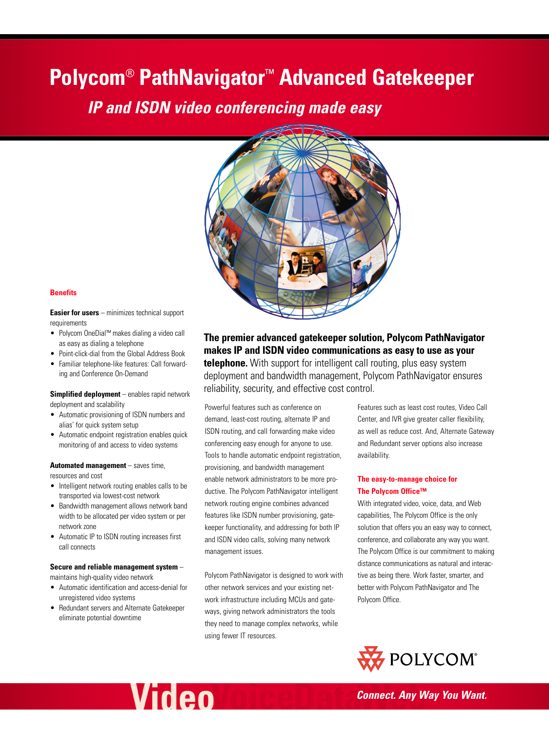# Polycom® PathNavigator™ Advanced Gatekeeper

## *IP and ISDN video conferencing made easy*

### Benefits

**Easier for users** – minimizes technical support requirements

- Polycom OneDial™ makes dialing a video call as easy as dialing a telephone
- Point-click-dial from the Global Address Book
- Familiar telephone-like features: Call forwarding and Conference On-Demand

**Simplified deployment** – enables rapid network deployment and scalability

- Automatic provisioning of ISDN numbers and alias' for quick system setup
- Automatic endpoint registration enables quick monitoring of and access to video systems

**Automated management** – saves time, resources and cost

- Intelligent network routing enables calls to be transported via lowest-cost network
- Bandwidth management allows network band width to be allocated per video system or per network zone
- Automatic IP to ISDN routing increases first call connects

**Secure and reliable management system** – maintains high-quality video network

- Automatic identification and access-denial for unregistered video systems
- Redundant servers and Alternate Gatekeeper eliminate potential downtime

**The premier advanced gatekeeper solution, Polycom PathNavigator makes IP and ISDN video communications as easy to use as your telephone.** With support for intelligent call routing, plus easy system deployment and bandwidth management, Polycom PathNavigator ensures reliability, security, and effective cost control.

Powerful features such as conference on demand, least-cost routing, alternate IP and ISDN routing, and call forwarding make video conferencing easy enough for anyone to use. Tools to handle automatic endpoint registration, provisioning, and bandwidth management enable network administrators to be more productive. The Polycom PathNavigator intelligent network routing engine combines advanced features like ISDN number provisioning, gatekeeper functionality, and addressing for both IP and ISDN video calls, solving many network management issues.

Polycom PathNavigator is designed to work with other network services and your existing network infrastructure including MCUs and gateways, giving network administrators the tools they need to manage complex networks, while using fewer IT resources.

Features such as least cost routes, Video Call Center, and IVR give greater caller flexibility, as well as reduce cost. And, Alternate Gateway and Redundant server options also increase availability.

### The easy-to-manage choice for The Polycom Office™

With integrated video, voice, data, and Web capabilities, The Polycom Office is the only solution that offers you an easy way to connect, conference, and collaborate any way you want. The Polycom Office is our commitment to making distance communications as natural and interactive as being there. Work faster, smarter, and better with Polycom PathNavigator and The Polycom Office.

POLYCOM®

Video VoiceDataWeb

*Connect. Any Way You Want.*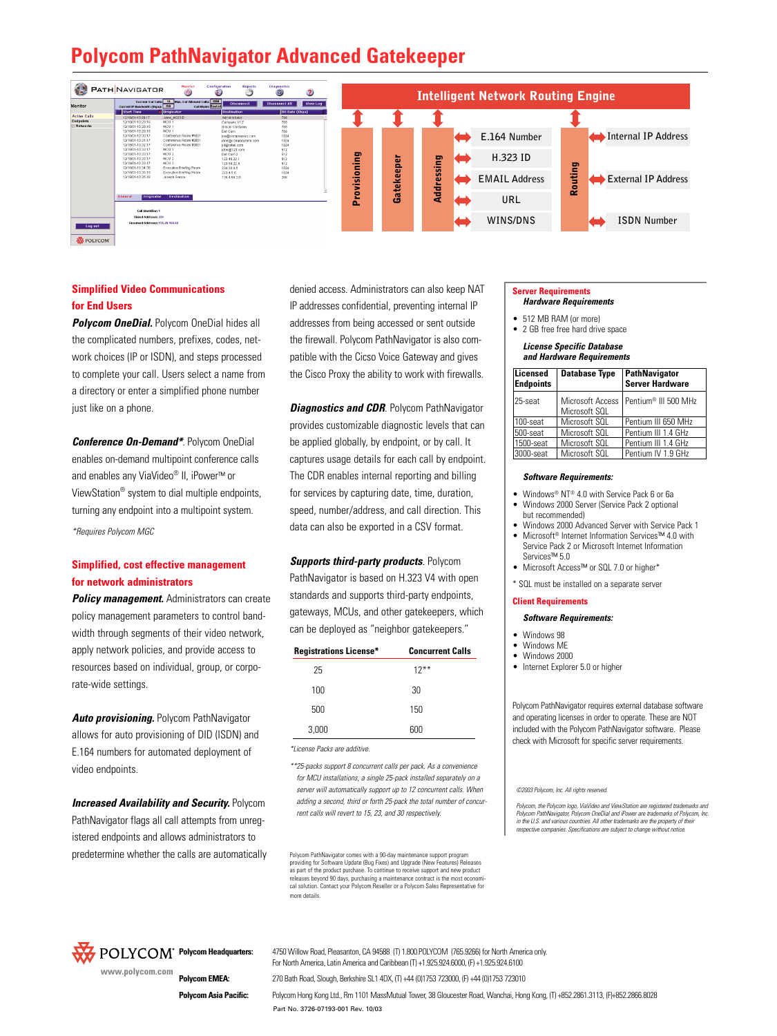# Polycom PathNavigator Advanced Gatekeeper

Intelligent Network Routing Engine

Provisioning

Gatekeeper

Addressing

E.164 Number

H.323 ID

EMAIL Address

URL

WINS/DNS

Routing

Internal IP Address

External IP Address

ISDN Number

## Simplified Video Communications for End Users

***Polycom OneDial.*** Polycom OneDial hides all the complicated numbers, prefixes, codes, network choices (IP or ISDN), and steps processed to complete your call. Users select a name from a directory or enter a simplified phone number just like on a phone.

***Conference On-Demand****. Polycom OneDial enables on-demand multipoint conference calls and enables any ViaVideo® II, iPower™ or ViewStation® system to dial multiple endpoints, turning any endpoint into a multipoint system.

*\*Requires Polycom MGC*

## Simplified, cost effective management for network administrators

***Policy management.*** Administrators can create policy management parameters to control bandwidth through segments of their video network, apply network policies, and provide access to resources based on individual, group, or corporate-wide settings.

***Auto provisioning.*** Polycom PathNavigator allows for auto provisioning of DID (ISDN) and E.164 numbers for automated deployment of video endpoints.

***Increased Availability and Security.*** Polycom PathNavigator flags all call attempts from unregistered endpoints and allows administrators to predetermine whether the calls are automatically denied access. Administrators can also keep NAT IP addresses confidential, preventing internal IP addresses from being accessed or sent outside the firewall. Polycom PathNavigator is also compatible with the Cicso Voice Gateway and gives the Cisco Proxy the ability to work with firewalls.

***Diagnostics and CDR.*** Polycom PathNavigator provides customizable diagnostic levels that can be applied globally, by endpoint, or by call. It captures usage details for each call by endpoint. The CDR enables internal reporting and billing for services by capturing date, time, duration, speed, number/address, and call direction. This data can also be exported in a CSV format.

***Supports third-party products.*** Polycom PathNavigator is based on H.323 V4 with open standards and supports third-party endpoints, gateways, MCUs, and other gatekeepers, which can be deployed as "neighbor gatekeepers."

| Registrations License* | Concurrent Calls |
|---|---|
| 25 | 12** |
| 100 | 30 |
| 500 | 150 |
| 3,000 | 600 |

*\*License Packs are additive.*

*\*\*25-packs support 8 concurrent calls per pack. As a convenience for MCU installations, a single 25-pack installed separately on a server will automatically support up to 12 concurrent calls. When adding a second, third or forth 25-pack the total number of concurrent calls will revert to 15, 23, and 30 respectively.*

Polycom PathNavigator comes with a 90-day maintenance support program providing for Software Update (Bug Fixes) and Upgrade (New Features) Releases as part of the product purchase. To continue to receive support and new product releases beyond 90 days, purchasing a maintenance contract is the most economical solution. Contact your Polycom Reseller or a Polycom Sales Representative for more details.

## Server Requirements

***Hardware Requirements***

- 512 MB RAM (or more)
- 2 GB free free hard drive space

***License Specific Database and Hardware Requirements***

| Licensed Endpoints | Database Type | PathNavigator Server Hardware |
|---|---|---|
| 25-seat | Microsoft Access Microsoft SQL | Pentium® III 500 MHz |
| 100-seat | Microsoft SQL | Pentium III 650 MHz |
| 500-seat | Microsoft SQL | Pentium III 1.4 GHz |
| 1500-seat | Microsoft SQL | Pentium III 1.4 GHz |
| 3000-seat | Microsoft SQL | Pentium IV 1.9 GHz |

***Software Requirements:***

- Windows® NT® 4.0 with Service Pack 6 or 6a
- Windows 2000 Server (Service Pack 2 optional but recommended)
- Windows 2000 Advanced Server with Service Pack 1
- Microsoft® Internet Information Services™ 4.0 with Service Pack 2 or Microsoft Internet Information Services™ 5.0
- Microsoft Access™ or SQL 7.0 or higher*

\* SQL must be installed on a separate server

## Client Requirements

***Software Requirements:***

- Windows 98
- Windows ME
- Windows 2000
- Internet Explorer 5.0 or higher

Polycom PathNavigator requires external database software and operating licenses in order to operate. These are NOT included with the Polycom PathNavigator software. Please check with Microsoft for specific server requirements.

*©2003 Polycom, Inc. All rights reserved.*

*Polycom, the Polycom logo, ViaVideo and ViewStation are registered trademarks and Polycom PathNavigator, Polycom OneDial and iPower are trademarks of Polycom, Inc. in the U.S. and various countries. All other trademarks are the property of their respective companies. Specifications are subject to change without notice.*

POLYCOM® www.polycom.com

**Polycom Headquarters:** 4750 Willow Road, Pleasanton, CA 94588 (T) 1.800.POLYCOM (765.9266) for North America only. For North America, Latin America and Caribbean (T) +1.925.924.6000, (F) +1.925.924.6100

**Polycom EMEA:** 270 Bath Road, Slough, Berkshire SL1 4DX, (T) +44 (0)1753 723000, (F) +44 (0)1753 723010

**Polycom Asia Pacific:** Polycom Hong Kong Ltd., Rm 1101 MassMutual Tower, 38 Gloucester Road, Wanchai, Hong Kong, (T) +852.2861.3113, (F)+852.2866.8028

Part No. 3726-07193-001 Rev. 10/03